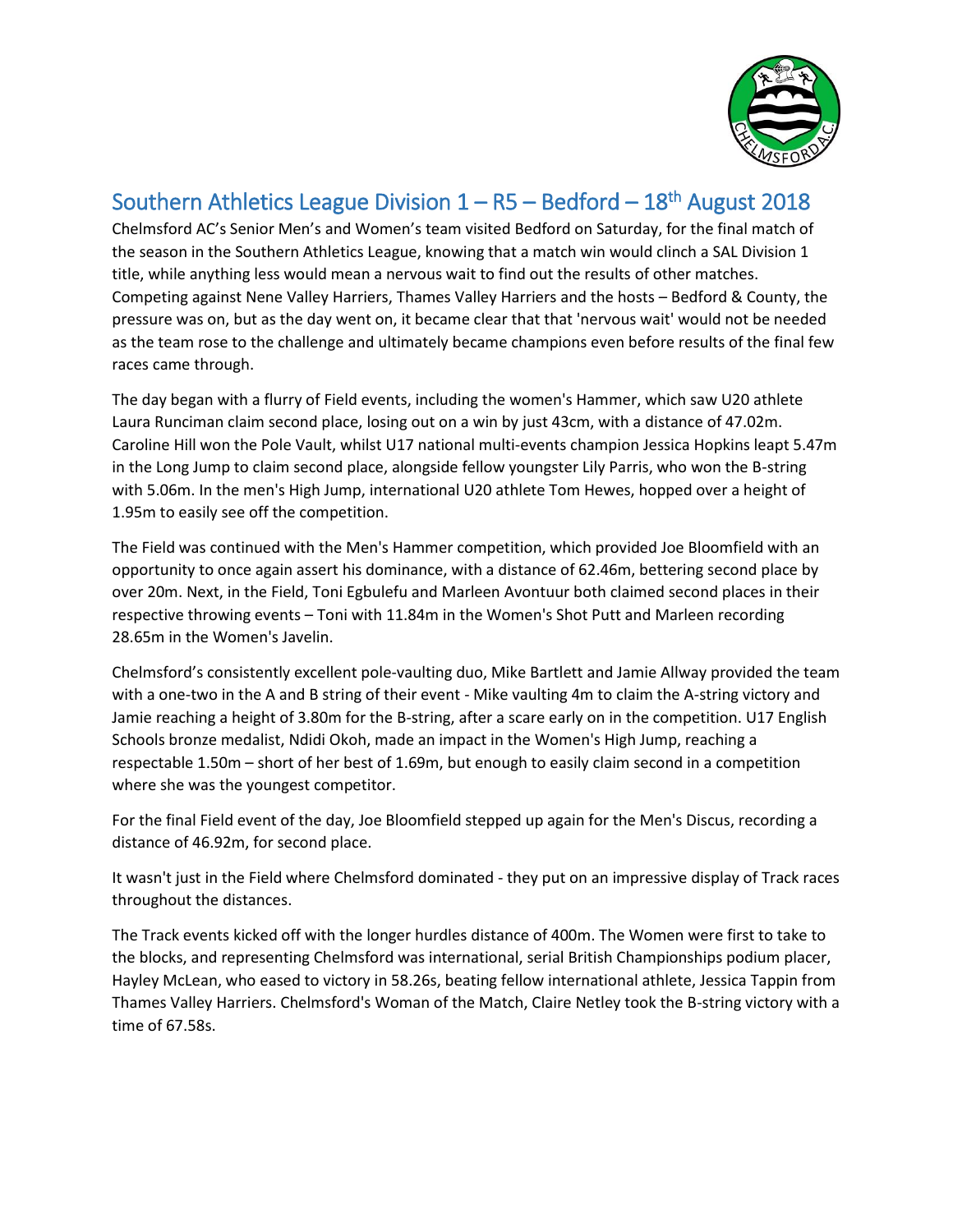# Southern Athletics League Division 1 – R5 – Bedford – 18th August 2018

Chelmsford AC's Senior Men's and Women's team visited Bedford on Saturday, for the final match of the season in the Southern Athletics League, knowing that a match win would clinch a SAL Division 1 title, while anything less would mean a nervous wait to find out the results of other matches. Competing against Nene Valley Harriers, Thames Valley Harriers and the hosts – Bedford & County, the pressure was on, but as the day went on, it became clear that that 'nervous wait' would not be needed as the team rose to the challenge and ultimately became champions even before results of the final few races came through.

The day began with a flurry of Field events, including the women's Hammer, which saw U20 athlete Laura Runciman claim second place, losing out on a win by just 43cm, with a distance of 47.02m. Caroline Hill won the Pole Vault, whilst U17 national multi-events champion Jessica Hopkins leapt 5.47m in the Long Jump to claim second place, alongside fellow youngster Lily Parris, who won the B-string with 5.06m. In the men's High Jump, international U20 athlete Tom Hewes, hopped over a height of 1.95m to easily see off the competition.

The Field was continued with the Men's Hammer competition, which provided Joe Bloomfield with an opportunity to once again assert his dominance, with a distance of 62.46m, bettering second place by over 20m. Next, in the Field, Toni Egbulefu and Marleen Avontuur both claimed second places in their respective throwing events – Toni with 11.84m in the Women's Shot Putt and Marleen recording 28.65m in the Women's Javelin.

Chelmsford's consistently excellent pole-vaulting duo, Mike Bartlett and Jamie Allway provided the team with a one-two in the A and B string of their event - Mike vaulting 4m to claim the A-string victory and Jamie reaching a height of 3.80m for the B-string, after a scare early on in the competition. U17 English Schools bronze medalist, Ndidi Okoh, made an impact in the Women's High Jump, reaching a respectable 1.50m – short of her best of 1.69m, but enough to easily claim second in a competition where she was the youngest competitor.

For the final Field event of the day, Joe Bloomfield stepped up again for the Men's Discus, recording a distance of 46.92m, for second place.

It wasn't just in the Field where Chelmsford dominated - they put on an impressive display of Track races throughout the distances.

The Track events kicked off with the longer hurdles distance of 400m. The Women were first to take to the blocks, and representing Chelmsford was international, serial British Championships podium placer, Hayley McLean, who eased to victory in 58.26s, beating fellow international athlete, Jessica Tappin from Thames Valley Harriers. Chelmsford's Woman of the Match, Claire Netley took the B-string victory with a time of 67.58s.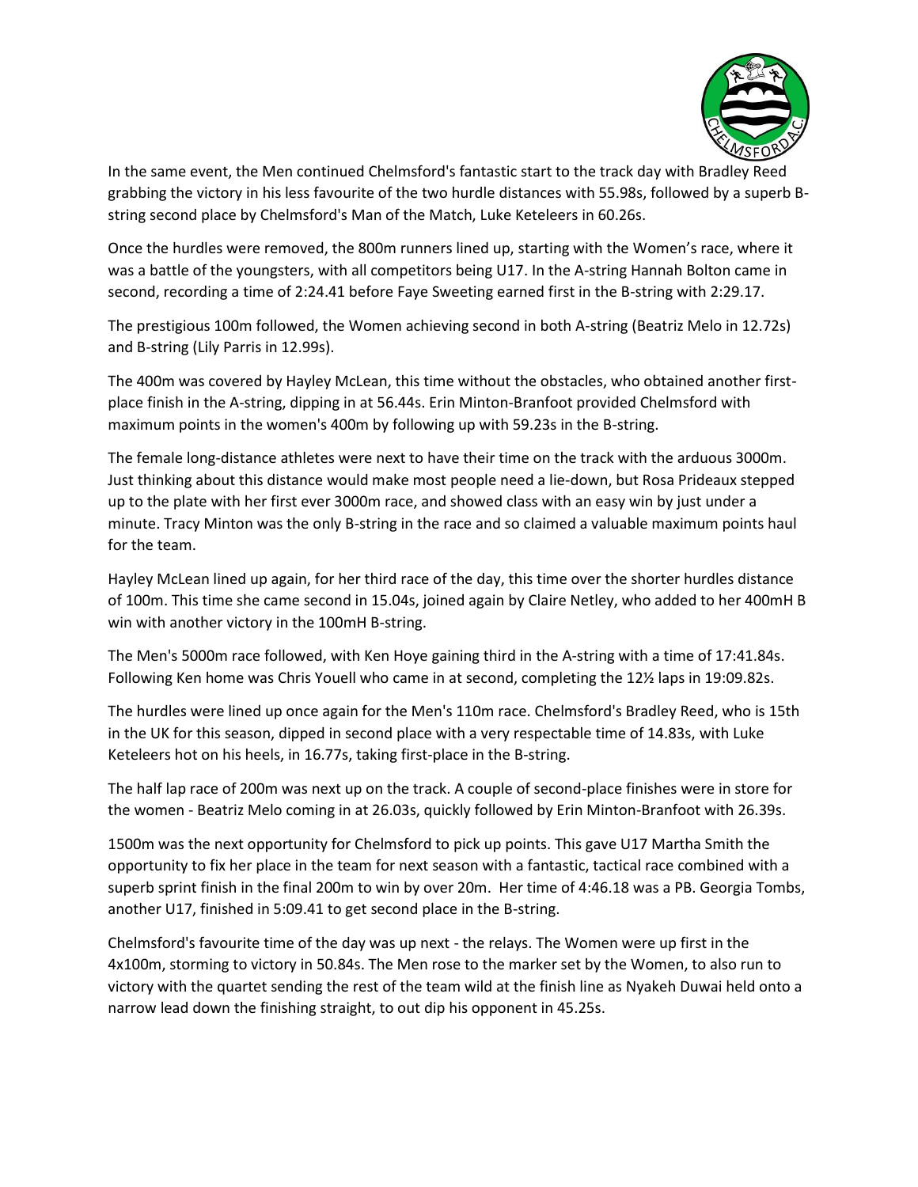In the same event, the Men continued Chelmsford's fantastic start to the track day with Bradley Reed grabbing the victory in his less favourite of the two hurdle distances with 55.98s, followed by a superb B-string second place by Chelmsford's Man of the Match, Luke Keteleers in 60.26s.

Once the hurdles were removed, the 800m runners lined up, starting with the Women's race, where it was a battle of the youngsters, with all competitors being U17. In the A-string Hannah Bolton came in second, recording a time of 2:24.41 before Faye Sweeting earned first in the B-string with 2:29.17.

The prestigious 100m followed, the Women achieving second in both A-string (Beatriz Melo in 12.72s) and B-string (Lily Parris in 12.99s).

The 400m was covered by Hayley McLean, this time without the obstacles, who obtained another first-place finish in the A-string, dipping in at 56.44s. Erin Minton-Branfoot provided Chelmsford with maximum points in the women's 400m by following up with 59.23s in the B-string.

The female long-distance athletes were next to have their time on the track with the arduous 3000m. Just thinking about this distance would make most people need a lie-down, but Rosa Prideaux stepped up to the plate with her first ever 3000m race, and showed class with an easy win by just under a minute. Tracy Minton was the only B-string in the race and so claimed a valuable maximum points haul for the team.

Hayley McLean lined up again, for her third race of the day, this time over the shorter hurdles distance of 100m. This time she came second in 15.04s, joined again by Claire Netley, who added to her 400mH B win with another victory in the 100mH B-string.

The Men's 5000m race followed, with Ken Hoye gaining third in the A-string with a time of 17:41.84s. Following Ken home was Chris Youell who came in at second, completing the 12½ laps in 19:09.82s.

The hurdles were lined up once again for the Men's 110m race. Chelmsford's Bradley Reed, who is 15th in the UK for this season, dipped in second place with a very respectable time of 14.83s, with Luke Keteleers hot on his heels, in 16.77s, taking first-place in the B-string.

The half lap race of 200m was next up on the track. A couple of second-place finishes were in store for the women - Beatriz Melo coming in at 26.03s, quickly followed by Erin Minton-Branfoot with 26.39s.

1500m was the next opportunity for Chelmsford to pick up points. This gave U17 Martha Smith the opportunity to fix her place in the team for next season with a fantastic, tactical race combined with a superb sprint finish in the final 200m to win by over 20m. Her time of 4:46.18 was a PB. Georgia Tombs, another U17, finished in 5:09.41 to get second place in the B-string.

Chelmsford's favourite time of the day was up next - the relays. The Women were up first in the 4x100m, storming to victory in 50.84s. The Men rose to the marker set by the Women, to also run to victory with the quartet sending the rest of the team wild at the finish line as Nyakeh Duwai held onto a narrow lead down the finishing straight, to out dip his opponent in 45.25s.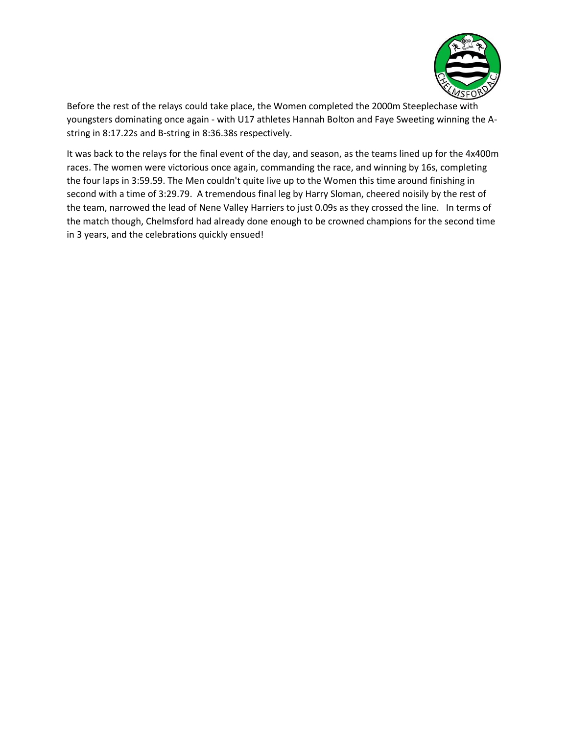Before the rest of the relays could take place, the Women completed the 2000m Steeplechase with youngsters dominating once again - with U17 athletes Hannah Bolton and Faye Sweeting winning the A-string in 8:17.22s and B-string in 8:36.38s respectively.

It was back to the relays for the final event of the day, and season, as the teams lined up for the 4x400m races. The women were victorious once again, commanding the race, and winning by 16s, completing the four laps in 3:59.59. The Men couldn't quite live up to the Women this time around finishing in second with a time of 3:29.79. A tremendous final leg by Harry Sloman, cheered noisily by the rest of the team, narrowed the lead of Nene Valley Harriers to just 0.09s as they crossed the line. In terms of the match though, Chelmsford had already done enough to be crowned champions for the second time in 3 years, and the celebrations quickly ensued!